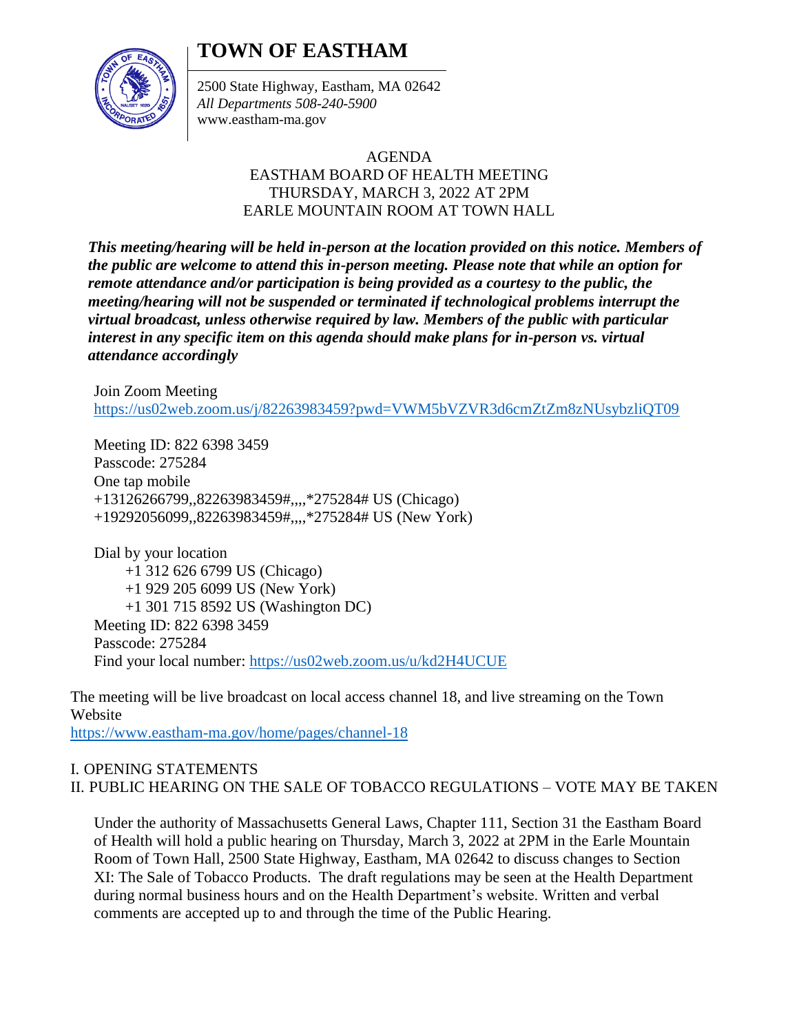# TOWN OF EASTHAM

2500 State Highway, Eastham, MA 02642
*All Departments 508-240-5900*
www.eastham-ma.gov

AGENDA
EASTHAM BOARD OF HEALTH MEETING
THURSDAY, MARCH 3, 2022 AT 2PM
EARLE MOUNTAIN ROOM AT TOWN HALL

***This meeting/hearing will be held in-person at the location provided on this notice. Members of the public are welcome to attend this in-person meeting. Please note that while an option for remote attendance and/or participation is being provided as a courtesy to the public, the meeting/hearing will not be suspended or terminated if technological problems interrupt the virtual broadcast, unless otherwise required by law. Members of the public with particular interest in any specific item on this agenda should make plans for in-person vs. virtual attendance accordingly***

Join Zoom Meeting
https://us02web.zoom.us/j/82263983459?pwd=VWM5bVZVR3d6cmZtZm8zNUsybzliQT09

Meeting ID: 822 6398 3459
Passcode: 275284
One tap mobile
+13126266799,,82263983459#,,,,*275284# US (Chicago)
+19292056099,,82263983459#,,,,*275284# US (New York)

Dial by your location
+1 312 626 6799 US (Chicago)
+1 929 205 6099 US (New York)
+1 301 715 8592 US (Washington DC)
Meeting ID: 822 6398 3459
Passcode: 275284
Find your local number: https://us02web.zoom.us/u/kd2H4UCUE

The meeting will be live broadcast on local access channel 18, and live streaming on the Town Website
https://www.eastham-ma.gov/home/pages/channel-18

I. OPENING STATEMENTS
II. PUBLIC HEARING ON THE SALE OF TOBACCO REGULATIONS – VOTE MAY BE TAKEN

Under the authority of Massachusetts General Laws, Chapter 111, Section 31 the Eastham Board of Health will hold a public hearing on Thursday, March 3, 2022 at 2PM in the Earle Mountain Room of Town Hall, 2500 State Highway, Eastham, MA 02642 to discuss changes to Section XI: The Sale of Tobacco Products. The draft regulations may be seen at the Health Department during normal business hours and on the Health Department's website. Written and verbal comments are accepted up to and through the time of the Public Hearing.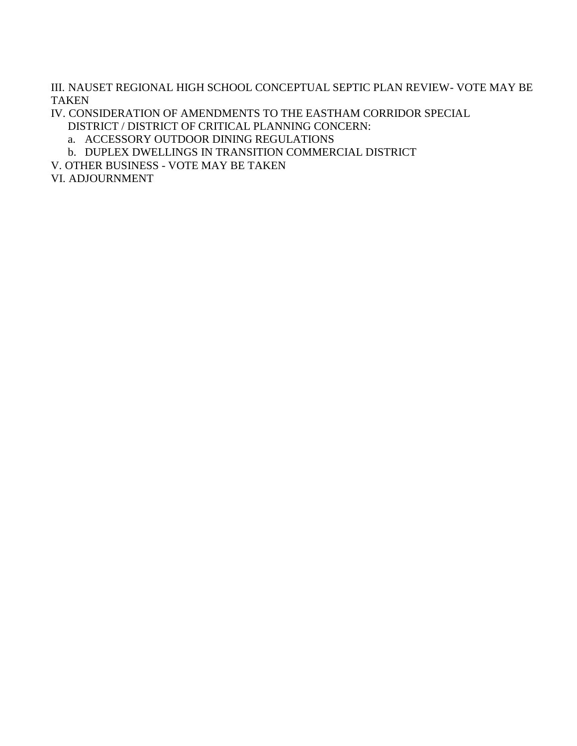III. NAUSET REGIONAL HIGH SCHOOL CONCEPTUAL SEPTIC PLAN REVIEW- VOTE MAY BE TAKEN

IV. CONSIDERATION OF AMENDMENTS TO THE EASTHAM CORRIDOR SPECIAL DISTRICT / DISTRICT OF CRITICAL PLANNING CONCERN:

a. ACCESSORY OUTDOOR DINING REGULATIONS

b. DUPLEX DWELLINGS IN TRANSITION COMMERCIAL DISTRICT

V. OTHER BUSINESS - VOTE MAY BE TAKEN

VI. ADJOURNMENT